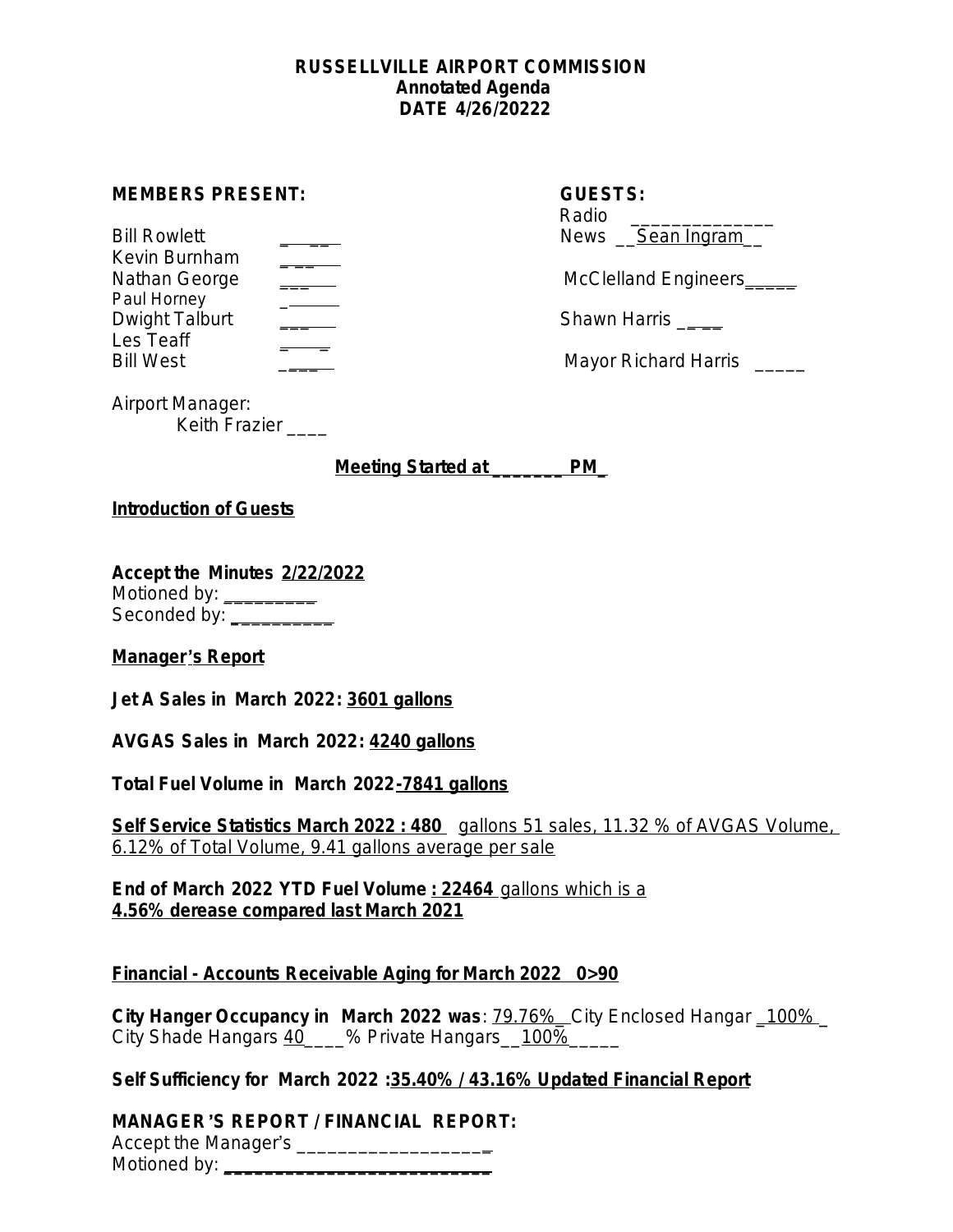**RUSSELLVILLE AIRPORT COMMISSION**
**Annotated Agenda**
**DATE 4/26/20222**

**MEMBERS PRESENT:**

Bill Rowlett _______
Kevin Burnham _______
Nathan George _______
Paul Horney _______
Dwight Talburt _______
Les Teaff _______
Bill West _______

**GUESTS:**

Radio ______________
News __Sean Ingram__
McClelland Engineers_____
Shawn Harris _____
Mayor Richard Harris _____

Airport Manager:
Keith Frazier ____

**Meeting Started at _______ PM_**

**Introduction of Guests**

**Accept the Minutes 2/22/2022**
Motioned by: _________
Seconded by: __________

**Manager's Report**

**Jet A Sales in March 2022: 3601 gallons**

**AVGAS Sales in March 2022: 4240 gallons**

**Total Fuel Volume in March 2022-7841 gallons**

**Self Service Statistics March 2022 : 480** gallons 51 sales, 11.32 % of AVGAS Volume, 6.12% of Total Volume, 9.41 gallons average per sale

**End of March 2022 YTD Fuel Volume : 22464** gallons which is a **4.56% derease compared last March 2021**

**Financial - Accounts Receivable Aging for March 2022 0>90**

**City Hanger Occupancy in March 2022 was**: 79.76%__City Enclosed Hangar _100%_ City Shade Hangars 40____% Private Hangars__100%_____

**Self Sufficiency for March 2022 :35.40% / 43.16% Updated Financial Report**

**MANAGER'S REPORT / FINANCIAL REPORT:**
Accept the Manager's ___________________
Motioned by: ___________________________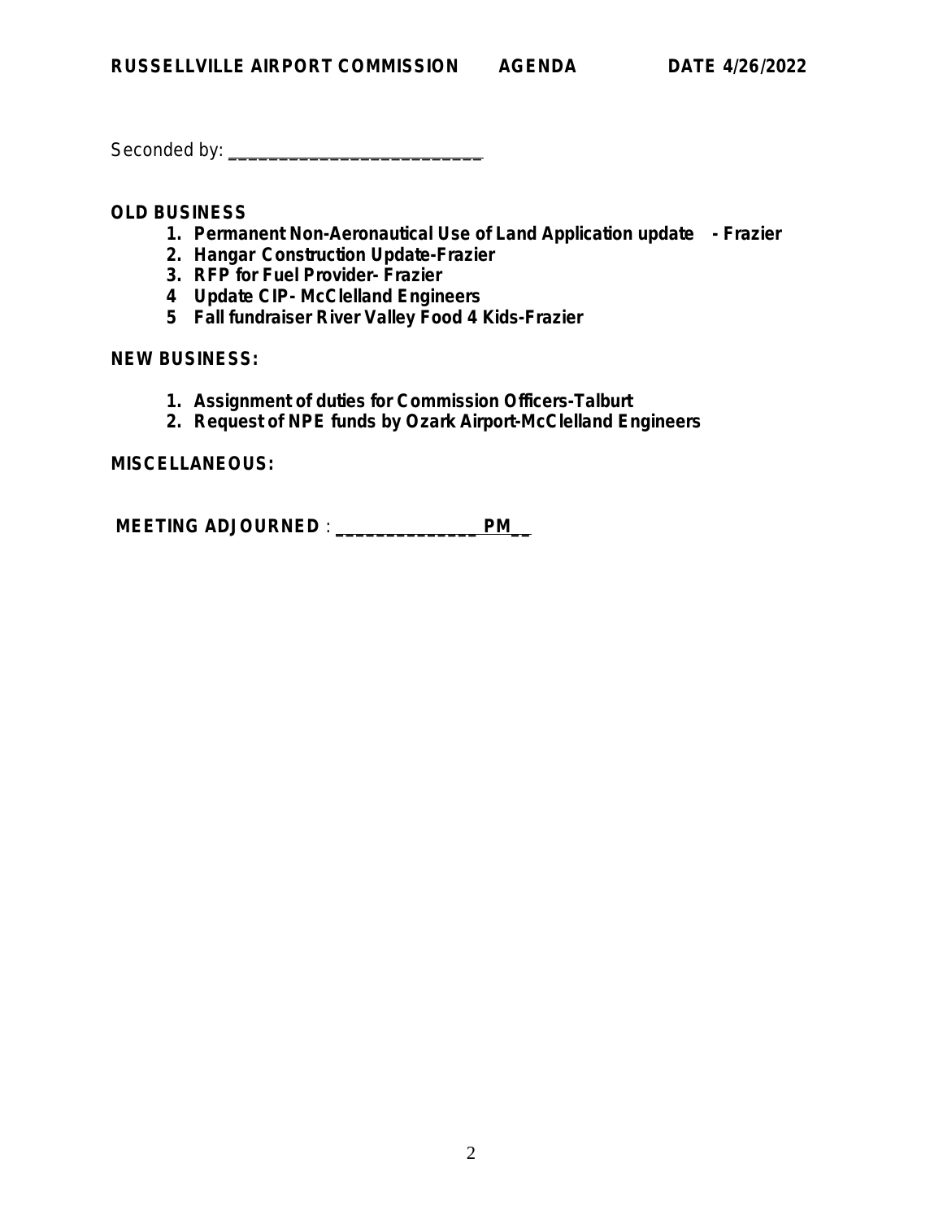Seconded by: ___________________________

**OLD BUSINESS**

1. **Permanent Non-Aeronautical Use of Land Application update - Frazier**
2. **Hangar Construction Update-Frazier**
3. **RFP for Fuel Provider- Frazier**
4. **Update CIP- McClelland Engineers**
5. **Fall fundraiser River Valley Food 4 Kids-Frazier**

**NEW BUSINESS:**

1. **Assignment of duties for Commission Officers-Talburt**
2. **Request of NPE funds by Ozark Airport-McClelland Engineers**

**MISCELLANEOUS:**

**MEETING ADJOURNED** : ________________**PM**__